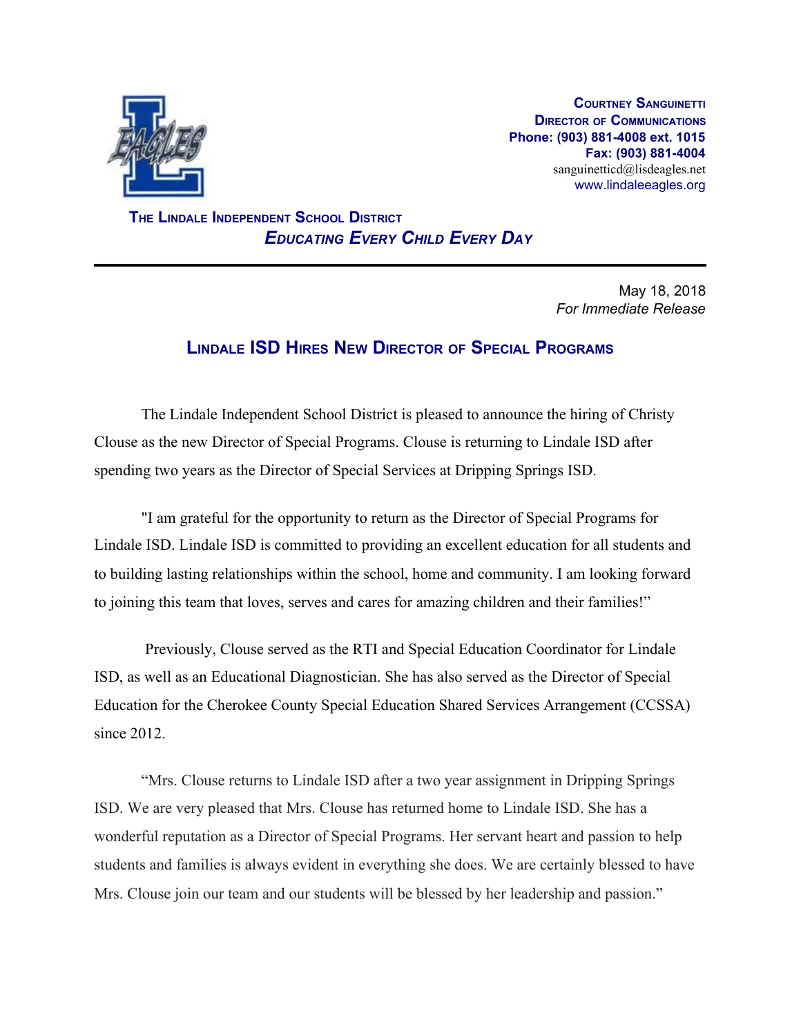**Courtney Sanguinetti**
**Director of Communications**
**Phone: (903) 881-4008 ext. 1015**
**Fax: (903) 881-4004**
sanguinetticd@lisdeagles.net
www.lindaleeagles.org

**The Lindale Independent School District**
***Educating Every Child Every Day***

---

May 18, 2018
*For Immediate Release*

## Lindale ISD Hires New Director of Special Programs

The Lindale Independent School District is pleased to announce the hiring of Christy Clouse as the new Director of Special Programs. Clouse is returning to Lindale ISD after spending two years as the Director of Special Services at Dripping Springs ISD.

"I am grateful for the opportunity to return as the Director of Special Programs for Lindale ISD. Lindale ISD is committed to providing an excellent education for all students and to building lasting relationships within the school, home and community. I am looking forward to joining this team that loves, serves and cares for amazing children and their families!"

Previously, Clouse served as the RTI and Special Education Coordinator for Lindale ISD, as well as an Educational Diagnostician. She has also served as the Director of Special Education for the Cherokee County Special Education Shared Services Arrangement (CCSSA) since 2012.

"Mrs. Clouse returns to Lindale ISD after a two year assignment in Dripping Springs ISD. We are very pleased that Mrs. Clouse has returned home to Lindale ISD. She has a wonderful reputation as a Director of Special Programs. Her servant heart and passion to help students and families is always evident in everything she does. We are certainly blessed to have Mrs. Clouse join our team and our students will be blessed by her leadership and passion."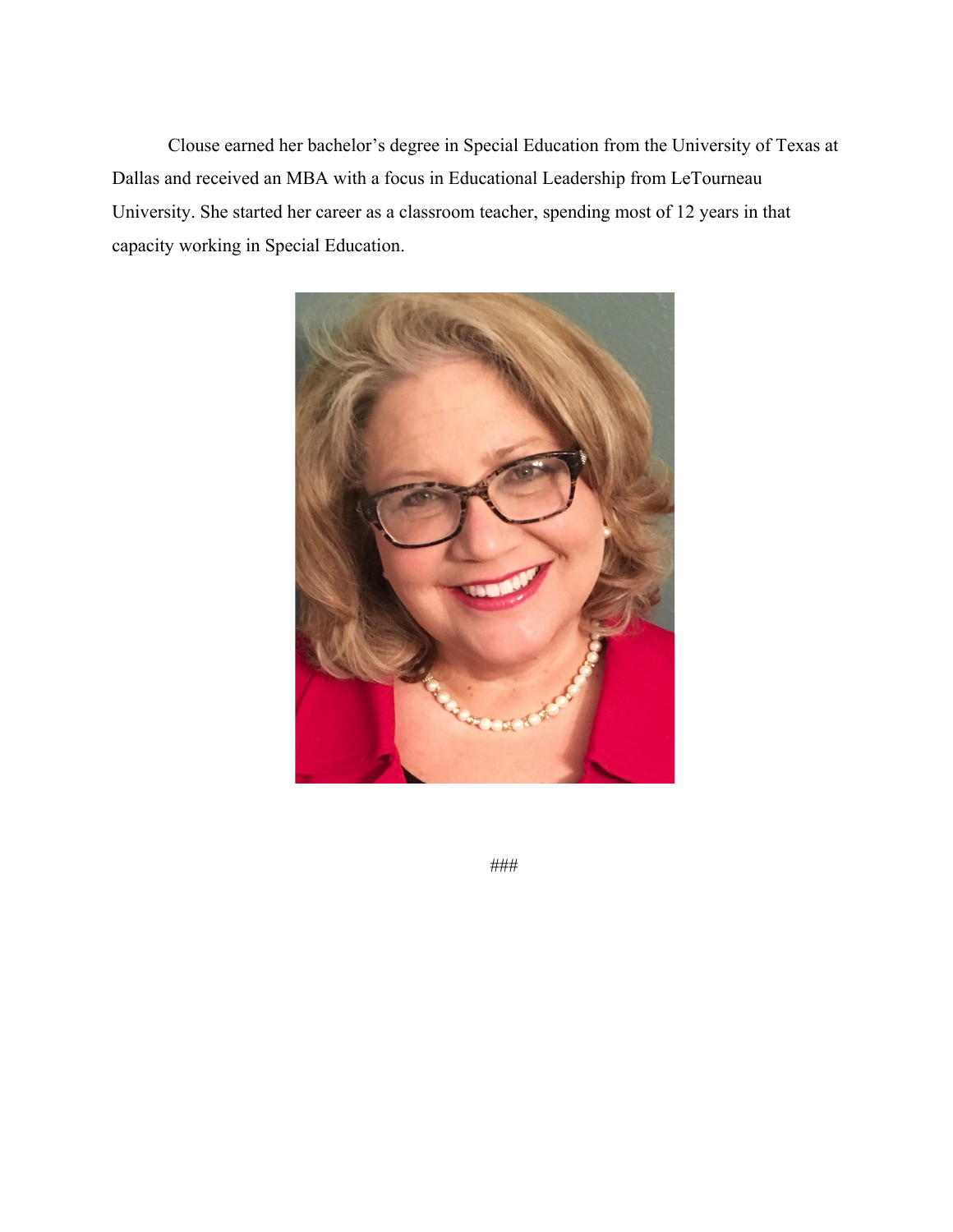Clouse earned her bachelor's degree in Special Education from the University of Texas at Dallas and received an MBA with a focus in Educational Leadership from LeTourneau University. She started her career as a classroom teacher, spending most of 12 years in that capacity working in Special Education.

###